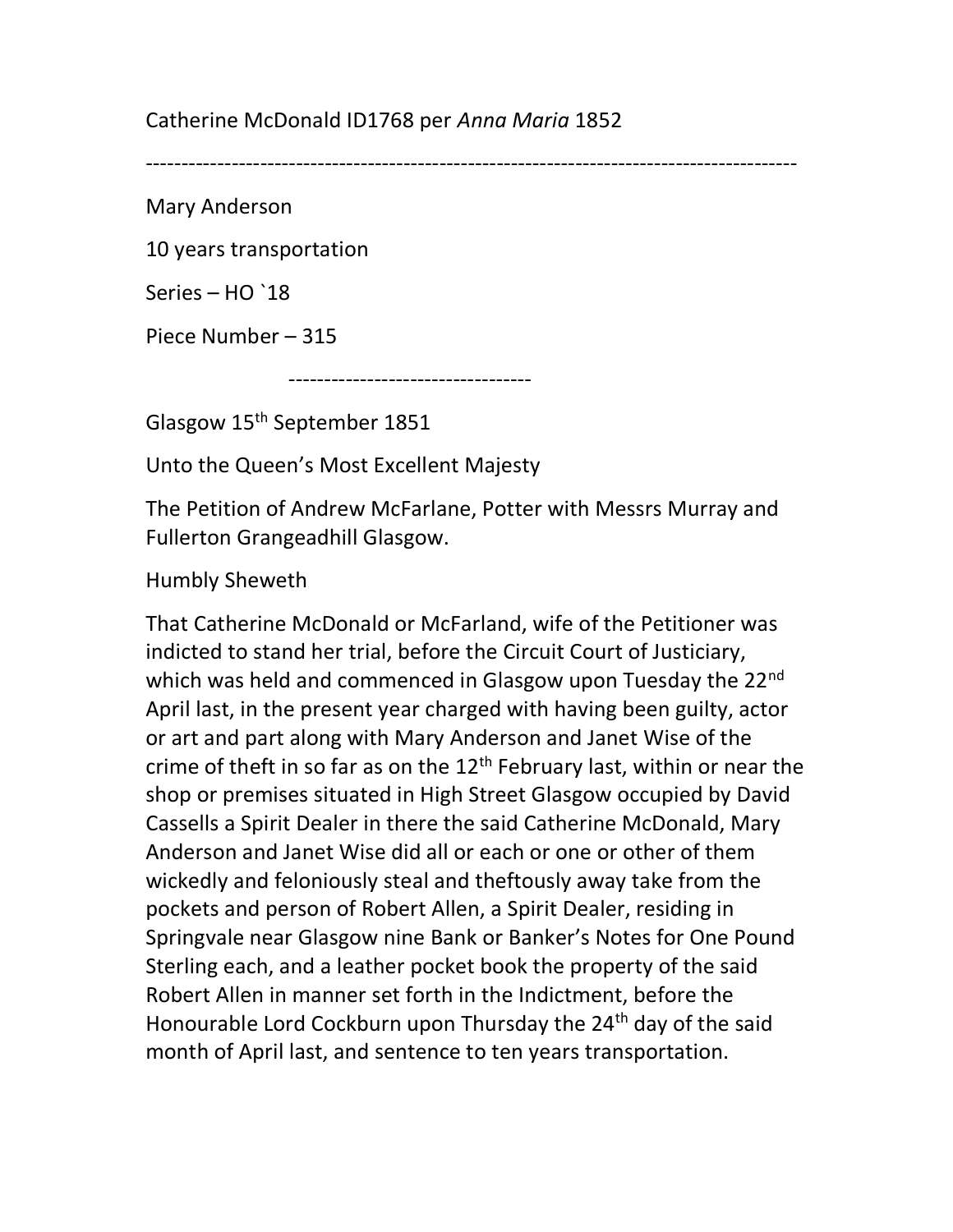Catherine McDonald ID1768 per *Anna Maria* 1852

---

Mary Anderson

10 years transportation

Series – HO `18

Piece Number – 315

---

Glasgow 15th September 1851

Unto the Queen's Most Excellent Majesty

The Petition of Andrew McFarlane, Potter with Messrs Murray and Fullerton Grangeadhill Glasgow.

Humbly Sheweth

That Catherine McDonald or McFarland, wife of the Petitioner was indicted to stand her trial, before the Circuit Court of Justiciary, which was held and commenced in Glasgow upon Tuesday the 22nd April last, in the present year charged with having been guilty, actor or art and part along with Mary Anderson and Janet Wise of the crime of theft in so far as on the 12th February last, within or near the shop or premises situated in High Street Glasgow occupied by David Cassells a Spirit Dealer in there the said Catherine McDonald, Mary Anderson and Janet Wise did all or each or one or other of them wickedly and feloniously steal and theftously away take from the pockets and person of Robert Allen, a Spirit Dealer, residing in Springvale near Glasgow nine Bank or Banker's Notes for One Pound Sterling each, and a leather pocket book the property of the said Robert Allen in manner set forth in the Indictment, before the Honourable Lord Cockburn upon Thursday the 24th day of the said month of April last, and sentence to ten years transportation.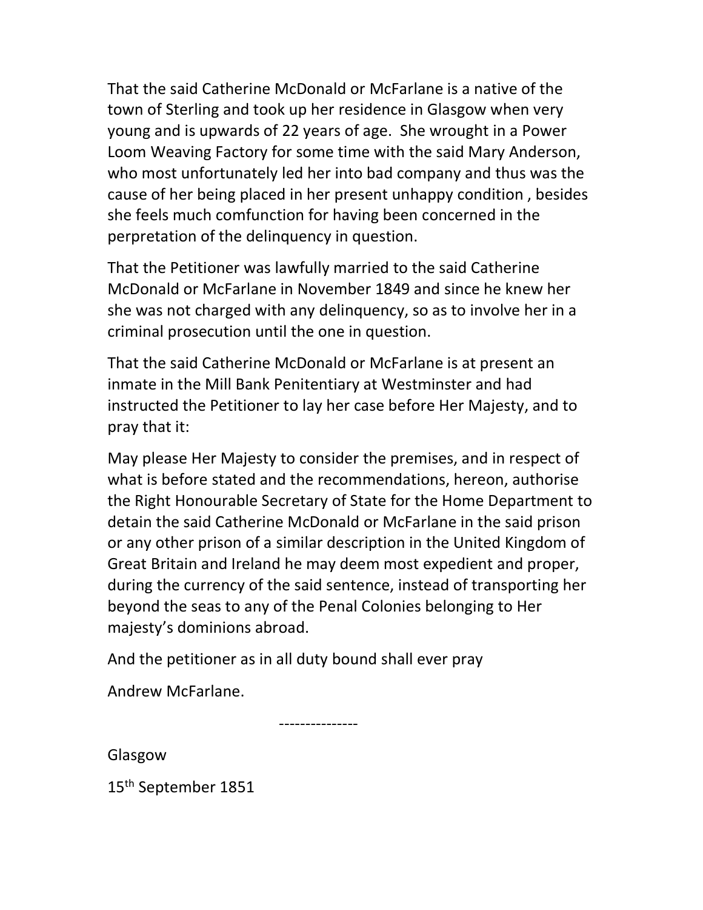That the said Catherine McDonald or McFarlane is a native of the town of Sterling and took up her residence in Glasgow when very young and is upwards of 22 years of age. She wrought in a Power Loom Weaving Factory for some time with the said Mary Anderson, who most unfortunately led her into bad company and thus was the cause of her being placed in her present unhappy condition , besides she feels much comfunction for having been concerned in the perpetration of the delinquency in question.

That the Petitioner was lawfully married to the said Catherine McDonald or McFarlane in November 1849 and since he knew her she was not charged with any delinquency, so as to involve her in a criminal prosecution until the one in question.

That the said Catherine McDonald or McFarlane is at present an inmate in the Mill Bank Penitentiary at Westminster and had instructed the Petitioner to lay her case before Her Majesty, and to pray that it:

May please Her Majesty to consider the premises, and in respect of what is before stated and the recommendations, hereon, authorise the Right Honourable Secretary of State for the Home Department to detain the said Catherine McDonald or McFarlane in the said prison or any other prison of a similar description in the United Kingdom of Great Britain and Ireland he may deem most expedient and proper, during the currency of the said sentence, instead of transporting her beyond the seas to any of the Penal Colonies belonging to Her majesty's dominions abroad.

And the petitioner as in all duty bound shall ever pray

Andrew McFarlane.

---------------

Glasgow

15th September 1851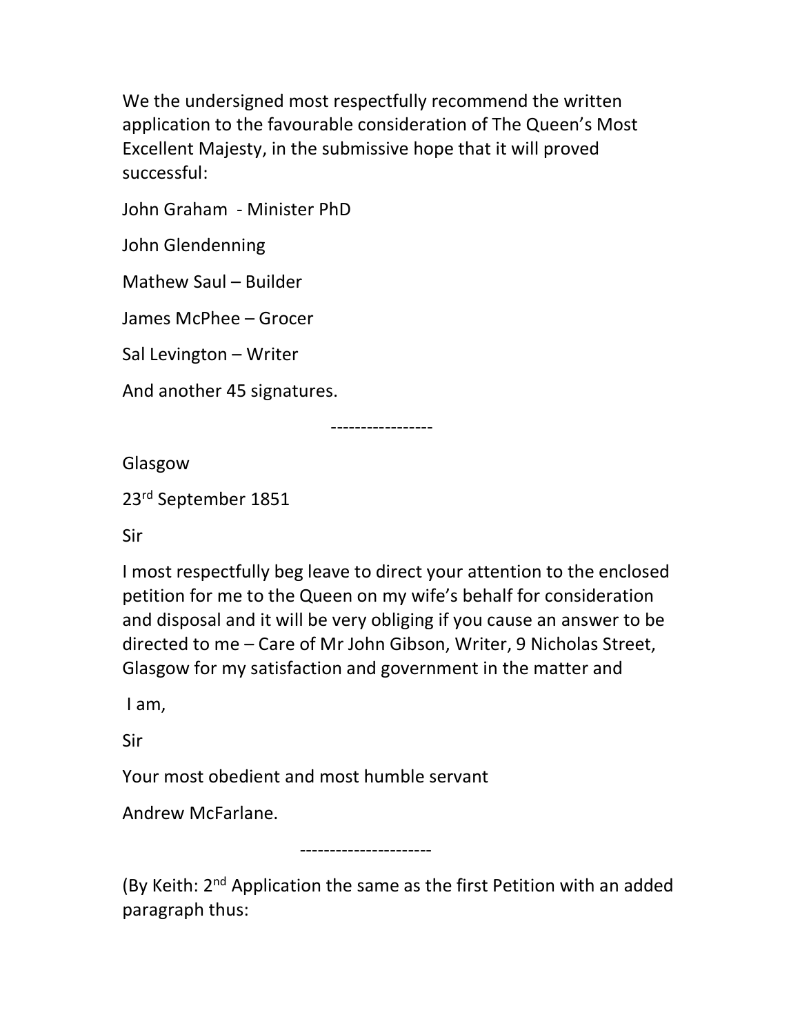We the undersigned most respectfully recommend the written application to the favourable consideration of The Queen's Most Excellent Majesty, in the submissive hope that it will proved successful:

John Graham - Minister PhD

John Glendenning

Mathew Saul – Builder

James McPhee – Grocer

Sal Levington – Writer

And another 45 signatures.

-----------------

Glasgow

23rd September 1851

Sir

I most respectfully beg leave to direct your attention to the enclosed petition for me to the Queen on my wife's behalf for consideration and disposal and it will be very obliging if you cause an answer to be directed to me – Care of Mr John Gibson, Writer, 9 Nicholas Street, Glasgow for my satisfaction and government in the matter and

I am,

Sir

Your most obedient and most humble servant

Andrew McFarlane.

---------------------

(By Keith: 2nd Application the same as the first Petition with an added paragraph thus: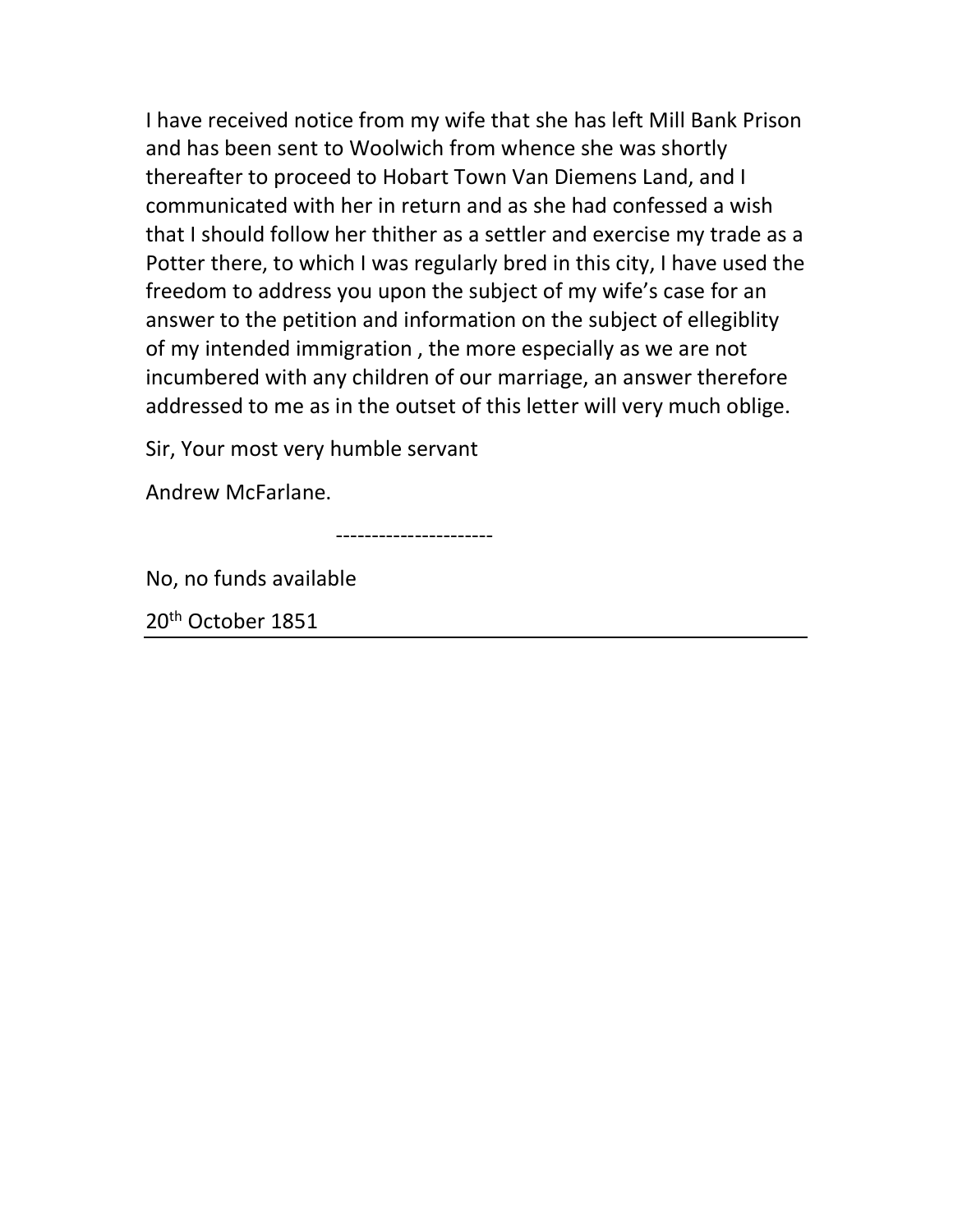I have received notice from my wife that she has left Mill Bank Prison and has been sent to Woolwich from whence she was shortly thereafter to proceed to Hobart Town Van Diemens Land, and I communicated with her in return and as she had confessed a wish that I should follow her thither as a settler and exercise my trade as a Potter there, to which I was regularly bred in this city, I have used the freedom to address you upon the subject of my wife's case for an answer to the petition and information on the subject of ellegiblity of my intended immigration , the more especially as we are not incumbered with any children of our marriage, an answer therefore addressed to me as in the outset of this letter will very much oblige.

Sir, Your most very humble servant

Andrew McFarlane.

----------------------

No, no funds available

20th October 1851